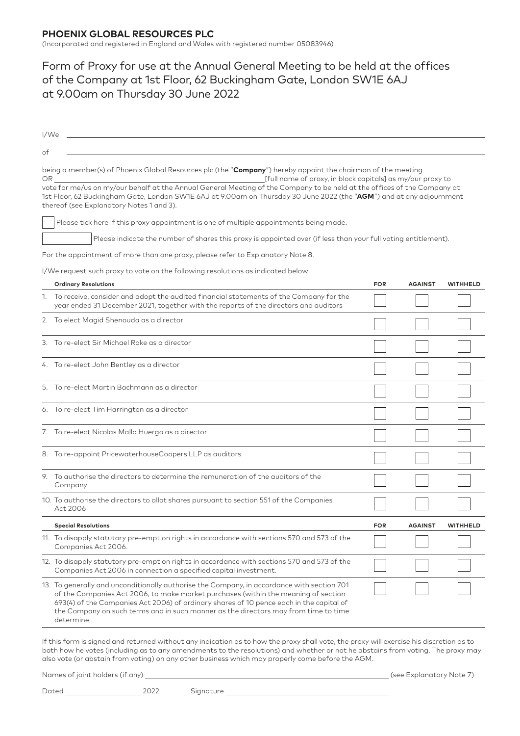**PHOENIX GLOBAL RESOURCES PLC**

(Incorporated and registered in England and Wales with registered number 05083946)

# Form of Proxy for use at the Annual General Meeting to be held at the offices of the Company at 1st Floor, 62 Buckingham Gate, London SW1E 6AJ at 9.00am on Thursday 30 June 2022

I/We ______________________________________________

of ______________________________________________

being a member(s) of Phoenix Global Resources plc (the "**Company**") hereby appoint the chairman of the meeting OR ______________________________ [full name of proxy, in block capitals] as my/our proxy to vote for me/us on my/our behalf at the Annual General Meeting of the Company to be held at the offices of the Company at 1st Floor, 62 Buckingham Gate, London SW1E 6AJ at 9.00am on Thursday 30 June 2022 (the "**AGM**") and at any adjournment thereof (see Explanatory Notes 1 and 3).

☐ Please tick here if this proxy appointment is one of multiple appointments being made.

☐ Please indicate the number of shares this proxy is appointed over (if less than your full voting entitlement).

For the appointment of more than one proxy, please refer to Explanatory Note 8.

I/We request such proxy to vote on the following resolutions as indicated below:

| **Ordinary Resolutions** | **FOR** | **AGAINST** | **WITHHELD** |
|---|---|---|---|
| 1. To receive, consider and adopt the audited financial statements of the Company for the year ended 31 December 2021, together with the reports of the directors and auditors | ☐ | ☐ | ☐ |
| 2. To elect Magid Shenouda as a director | ☐ | ☐ | ☐ |
| 3. To re-elect Sir Michael Rake as a director | ☐ | ☐ | ☐ |
| 4. To re-elect John Bentley as a director | ☐ | ☐ | ☐ |
| 5. To re-elect Martin Bachmann as a director | ☐ | ☐ | ☐ |
| 6. To re-elect Tim Harrington as a director | ☐ | ☐ | ☐ |
| 7. To re-elect Nicolas Mallo Huergo as a director | ☐ | ☐ | ☐ |
| 8. To re-appoint PricewaterhouseCoopers LLP as auditors | ☐ | ☐ | ☐ |
| 9. To authorise the directors to determine the remuneration of the auditors of the Company | ☐ | ☐ | ☐ |
| 10. To authorise the directors to allot shares pursuant to section 551 of the Companies Act 2006 | ☐ | ☐ | ☐ |
| **Special Resolutions** | **FOR** | **AGAINST** | **WITHHELD** |
| 11. To disapply statutory pre-emption rights in accordance with sections 570 and 573 of the Companies Act 2006. | ☐ | ☐ | ☐ |
| 12. To disapply statutory pre-emption rights in accordance with sections 570 and 573 of the Companies Act 2006 in connection a specified capital investment. | ☐ | ☐ | ☐ |
| 13. To generally and unconditionally authorise the Company, in accordance with section 701 of the Companies Act 2006, to make market purchases (within the meaning of section 693(4) of the Companies Act 2006) of ordinary shares of 10 pence each in the capital of the Company on such terms and in such manner as the directors may from time to time determine. | ☐ | ☐ | ☐ |

If this form is signed and returned without any indication as to how the proxy shall vote, the proxy will exercise his discretion as to both how he votes (including as to any amendments to the resolutions) and whether or not he abstains from voting. The proxy may also vote (or abstain from voting) on any other business which may properly come before the AGM.

Names of joint holders (if any) ______________________________ (see Explanatory Note 7)

Dated ________________ 2022 Signature ______________________________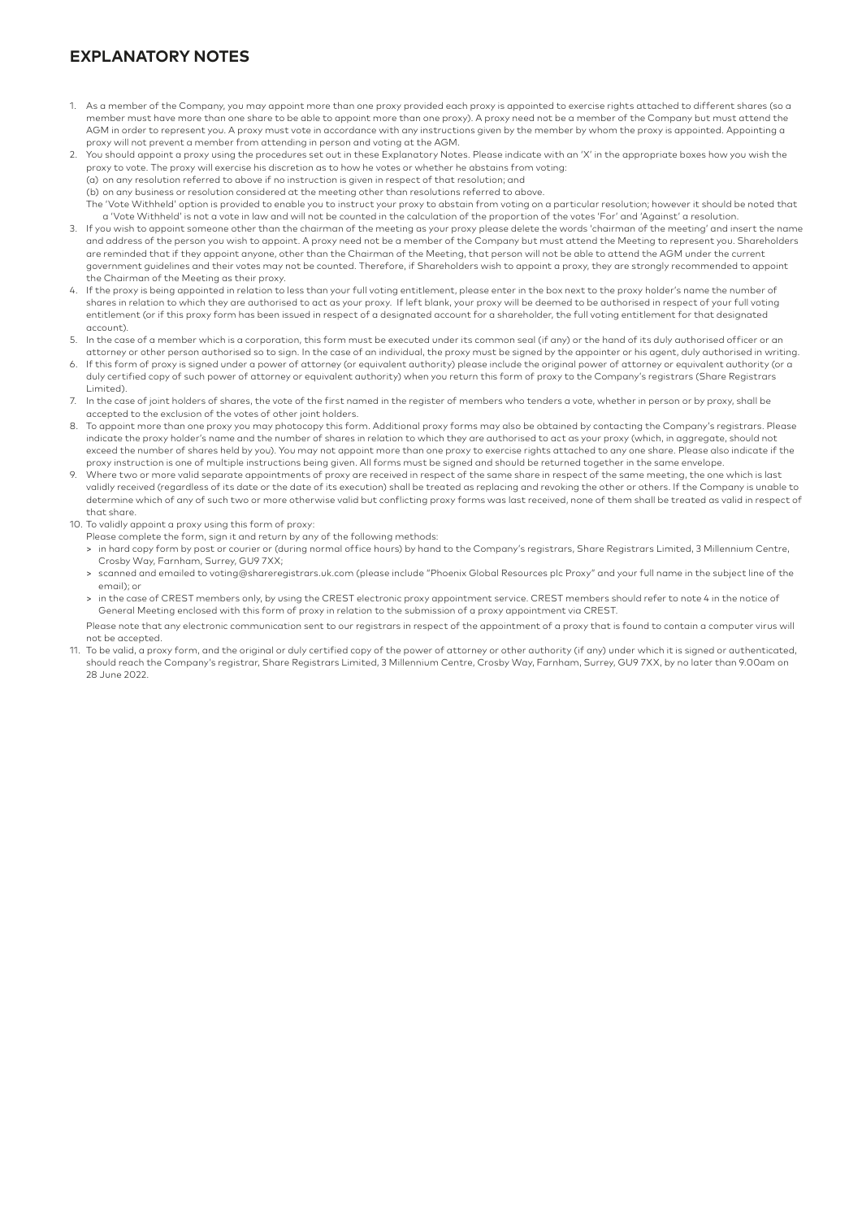## EXPLANATORY NOTES

1. As a member of the Company, you may appoint more than one proxy provided each proxy is appointed to exercise rights attached to different shares (so a member must have more than one share to be able to appoint more than one proxy). A proxy need not be a member of the Company but must attend the AGM in order to represent you. A proxy must vote in accordance with any instructions given by the member by whom the proxy is appointed. Appointing a proxy will not prevent a member from attending in person and voting at the AGM.
2. You should appoint a proxy using the procedures set out in these Explanatory Notes. Please indicate with an 'X' in the appropriate boxes how you wish the proxy to vote. The proxy will exercise his discretion as to how he votes or whether he abstains from voting:
   (a) on any resolution referred to above if no instruction is given in respect of that resolution; and
   (b) on any business or resolution considered at the meeting other than resolutions referred to above.
   The 'Vote Withheld' option is provided to enable you to instruct your proxy to abstain from voting on a particular resolution; however it should be noted that a 'Vote Withheld' is not a vote in law and will not be counted in the calculation of the proportion of the votes 'For' and 'Against' a resolution.
3. If you wish to appoint someone other than the chairman of the meeting as your proxy please delete the words 'chairman of the meeting' and insert the name and address of the person you wish to appoint. A proxy need not be a member of the Company but must attend the Meeting to represent you. Shareholders are reminded that if they appoint anyone, other than the Chairman of the Meeting, that person will not be able to attend the AGM under the current government guidelines and their votes may not be counted. Therefore, if Shareholders wish to appoint a proxy, they are strongly recommended to appoint the Chairman of the Meeting as their proxy.
4. If the proxy is being appointed in relation to less than your full voting entitlement, please enter in the box next to the proxy holder's name the number of shares in relation to which they are authorised to act as your proxy. If left blank, your proxy will be deemed to be authorised in respect of your full voting entitlement (or if this proxy form has been issued in respect of a designated account for a shareholder, the full voting entitlement for that designated account).
5. In the case of a member which is a corporation, this form must be executed under its common seal (if any) or the hand of its duly authorised officer or an attorney or other person authorised so to sign. In the case of an individual, the proxy must be signed by the appointer or his agent, duly authorised in writing.
6. If this form of proxy is signed under a power of attorney (or equivalent authority) please include the original power of attorney or equivalent authority (or a duly certified copy of such power of attorney or equivalent authority) when you return this form of proxy to the Company's registrars (Share Registrars Limited).
7. In the case of joint holders of shares, the vote of the first named in the register of members who tenders a vote, whether in person or by proxy, shall be accepted to the exclusion of the votes of other joint holders.
8. To appoint more than one proxy you may photocopy this form. Additional proxy forms may also be obtained by contacting the Company's registrars. Please indicate the proxy holder's name and the number of shares in relation to which they are authorised to act as your proxy (which, in aggregate, should not exceed the number of shares held by you). You may not appoint more than one proxy to exercise rights attached to any one share. Please also indicate if the proxy instruction is one of multiple instructions being given. All forms must be signed and should be returned together in the same envelope.
9. Where two or more valid separate appointments of proxy are received in respect of the same share in respect of the same meeting, the one which is last validly received (regardless of its date or the date of its execution) shall be treated as replacing and revoking the other or others. If the Company is unable to determine which of any of such two or more otherwise valid but conflicting proxy forms was last received, none of them shall be treated as valid in respect of that share.
10. To validly appoint a proxy using this form of proxy:
    Please complete the form, sign it and return by any of the following methods:
    > in hard copy form by post or courier or (during normal office hours) by hand to the Company's registrars, Share Registrars Limited, 3 Millennium Centre, Crosby Way, Farnham, Surrey, GU9 7XX;
    > scanned and emailed to voting@shareregistrars.uk.com (please include "Phoenix Global Resources plc Proxy" and your full name in the subject line of the email); or
    > in the case of CREST members only, by using the CREST electronic proxy appointment service. CREST members should refer to note 4 in the notice of General Meeting enclosed with this form of proxy in relation to the submission of a proxy appointment via CREST.

    Please note that any electronic communication sent to our registrars in respect of the appointment of a proxy that is found to contain a computer virus will not be accepted.
11. To be valid, a proxy form, and the original or duly certified copy of the power of attorney or other authority (if any) under which it is signed or authenticated, should reach the Company's registrar, Share Registrars Limited, 3 Millennium Centre, Crosby Way, Farnham, Surrey, GU9 7XX, by no later than 9.00am on 28 June 2022.